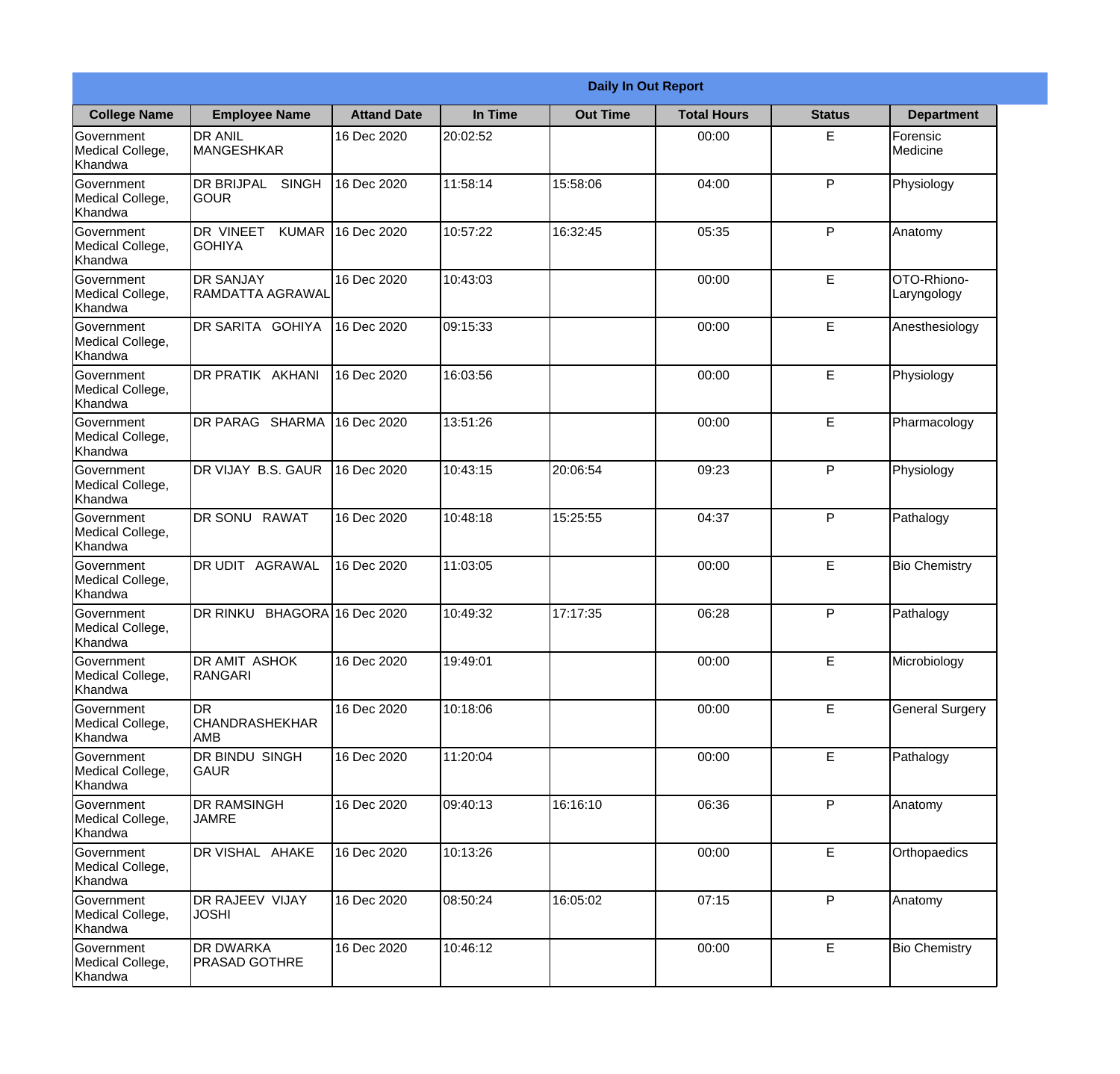| Daily In Out Report | | | | | | | |
|---|---|---|---|---|---|---|---|
| **College Name** | **Employee Name** | **Attand Date** | **In Time** | **Out Time** | **Total Hours** | **Status** | **Department** |
| Government Medical College, Khandwa | DR ANIL MANGESHKAR | 16 Dec 2020 | 20:02:52 | | 00:00 | E | Forensic Medicine |
| Government Medical College, Khandwa | DR BRIJPAL SINGH GOUR | 16 Dec 2020 | 11:58:14 | 15:58:06 | 04:00 | P | Physiology |
| Government Medical College, Khandwa | DR VINEET KUMAR GOHIYA | 16 Dec 2020 | 10:57:22 | 16:32:45 | 05:35 | P | Anatomy |
| Government Medical College, Khandwa | DR SANJAY RAMDATTA AGRAWAL | 16 Dec 2020 | 10:43:03 | | 00:00 | E | OTO-Rhiono-Laryngology |
| Government Medical College, Khandwa | DR SARITA GOHIYA | 16 Dec 2020 | 09:15:33 | | 00:00 | E | Anesthesiology |
| Government Medical College, Khandwa | DR PRATIK AKHANI | 16 Dec 2020 | 16:03:56 | | 00:00 | E | Physiology |
| Government Medical College, Khandwa | DR PARAG SHARMA | 16 Dec 2020 | 13:51:26 | | 00:00 | E | Pharmacology |
| Government Medical College, Khandwa | DR VIJAY B.S. GAUR | 16 Dec 2020 | 10:43:15 | 20:06:54 | 09:23 | P | Physiology |
| Government Medical College, Khandwa | DR SONU RAWAT | 16 Dec 2020 | 10:48:18 | 15:25:55 | 04:37 | P | Pathalogy |
| Government Medical College, Khandwa | DR UDIT AGRAWAL | 16 Dec 2020 | 11:03:05 | | 00:00 | E | Bio Chemistry |
| Government Medical College, Khandwa | DR RINKU BHAGORA | 16 Dec 2020 | 10:49:32 | 17:17:35 | 06:28 | P | Pathalogy |
| Government Medical College, Khandwa | DR AMIT ASHOK RANGARI | 16 Dec 2020 | 19:49:01 | | 00:00 | E | Microbiology |
| Government Medical College, Khandwa | DR CHANDRASHEKHAR AMB | 16 Dec 2020 | 10:18:06 | | 00:00 | E | General Surgery |
| Government Medical College, Khandwa | DR BINDU SINGH GAUR | 16 Dec 2020 | 11:20:04 | | 00:00 | E | Pathalogy |
| Government Medical College, Khandwa | DR RAMSINGH JAMRE | 16 Dec 2020 | 09:40:13 | 16:16:10 | 06:36 | P | Anatomy |
| Government Medical College, Khandwa | DR VISHAL AHAKE | 16 Dec 2020 | 10:13:26 | | 00:00 | E | Orthopaedics |
| Government Medical College, Khandwa | DR RAJEEV VIJAY JOSHI | 16 Dec 2020 | 08:50:24 | 16:05:02 | 07:15 | P | Anatomy |
| Government Medical College, Khandwa | DR DWARKA PRASAD GOTHRE | 16 Dec 2020 | 10:46:12 | | 00:00 | E | Bio Chemistry |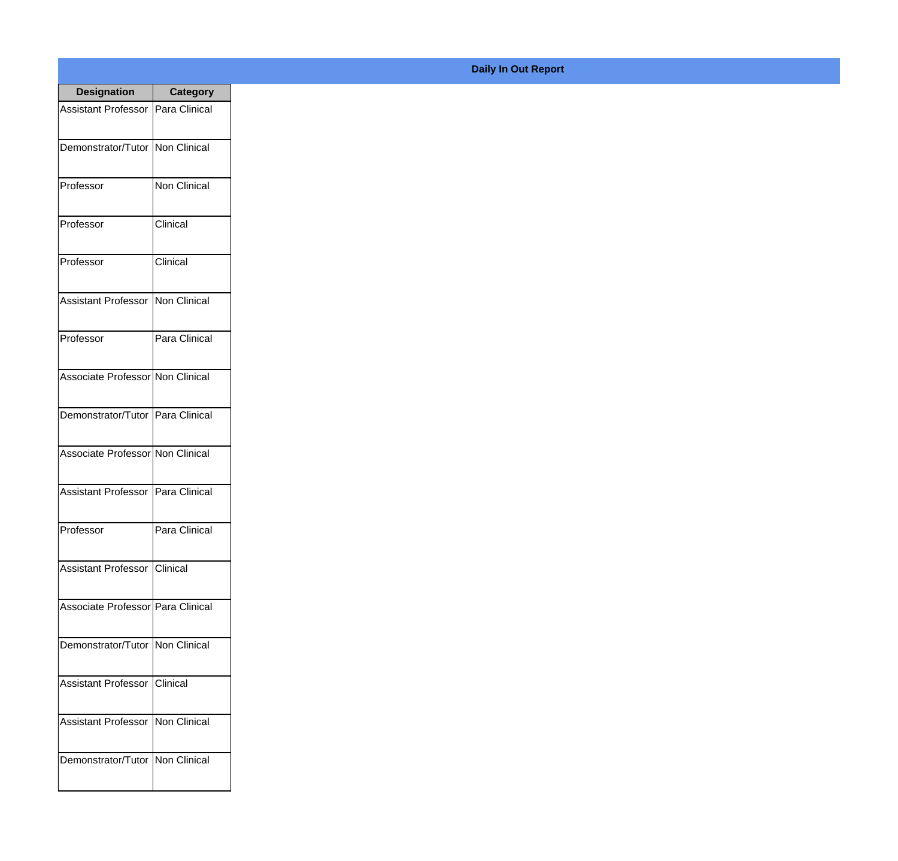**Daily In Out Report**

| Designation | Category |
| --- | --- |
| Assistant Professor | Para Clinical |
| Demonstrator/Tutor | Non Clinical |
| Professor | Non Clinical |
| Professor | Clinical |
| Professor | Clinical |
| Assistant Professor | Non Clinical |
| Professor | Para Clinical |
| Associate Professor | Non Clinical |
| Demonstrator/Tutor | Para Clinical |
| Associate Professor | Non Clinical |
| Assistant Professor | Para Clinical |
| Professor | Para Clinical |
| Assistant Professor | Clinical |
| Associate Professor | Para Clinical |
| Demonstrator/Tutor | Non Clinical |
| Assistant Professor | Clinical |
| Assistant Professor | Non Clinical |
| Demonstrator/Tutor | Non Clinical |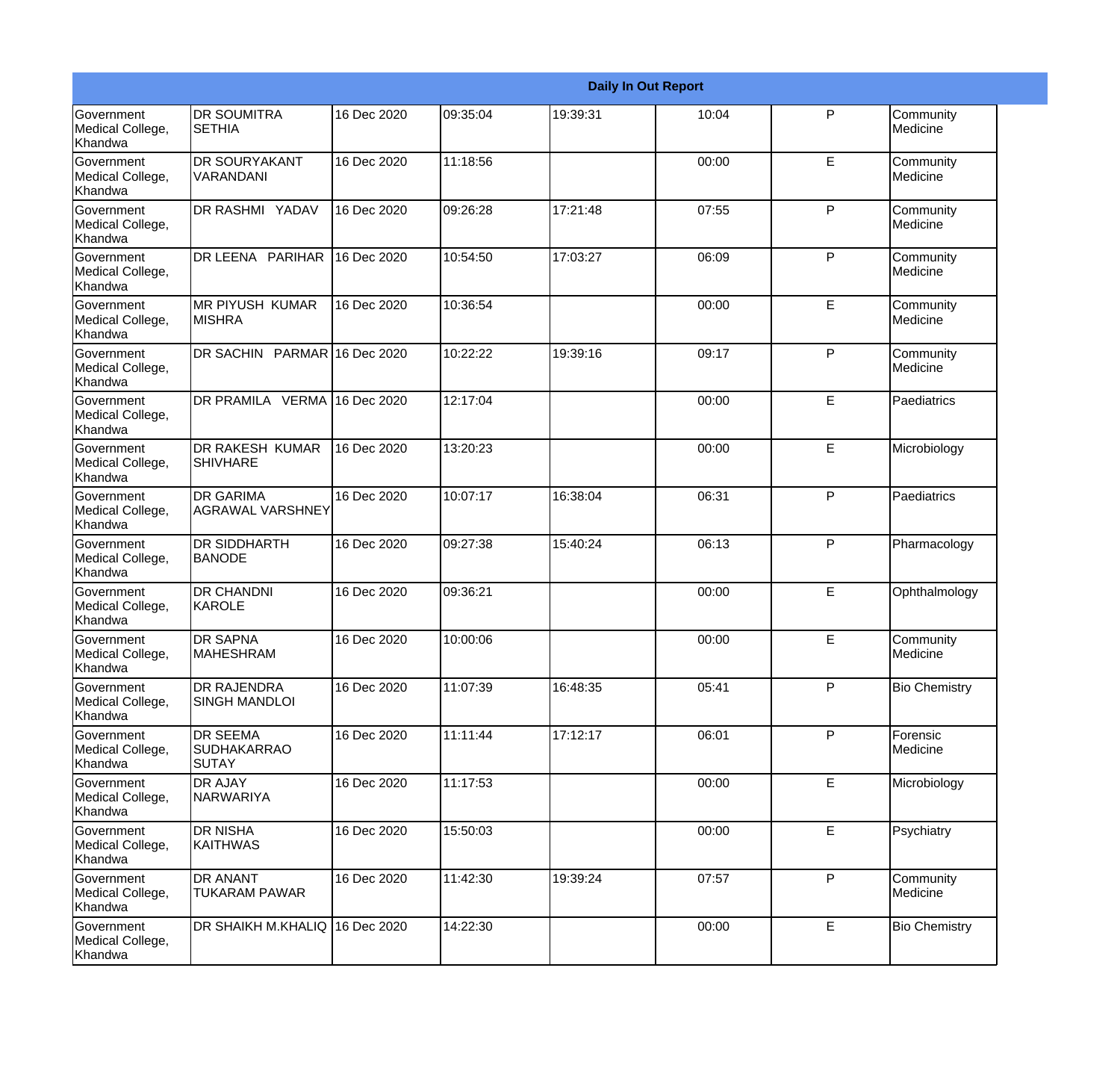| Daily In Out Report | | | | | | | |
|---|---|---|---|---|---|---|---|
| Government Medical College, Khandwa | DR SOUMITRA SETHIA | 16 Dec 2020 | 09:35:04 | 19:39:31 | 10:04 | P | Community Medicine |
| Government Medical College, Khandwa | DR SOURYAKANT VARANDANI | 16 Dec 2020 | 11:18:56 | | 00:00 | E | Community Medicine |
| Government Medical College, Khandwa | DR RASHMI YADAV | 16 Dec 2020 | 09:26:28 | 17:21:48 | 07:55 | P | Community Medicine |
| Government Medical College, Khandwa | DR LEENA PARIHAR | 16 Dec 2020 | 10:54:50 | 17:03:27 | 06:09 | P | Community Medicine |
| Government Medical College, Khandwa | MR PIYUSH KUMAR MISHRA | 16 Dec 2020 | 10:36:54 | | 00:00 | E | Community Medicine |
| Government Medical College, Khandwa | DR SACHIN PARMAR | 16 Dec 2020 | 10:22:22 | 19:39:16 | 09:17 | P | Community Medicine |
| Government Medical College, Khandwa | DR PRAMILA VERMA | 16 Dec 2020 | 12:17:04 | | 00:00 | E | Paediatrics |
| Government Medical College, Khandwa | DR RAKESH KUMAR SHIVHARE | 16 Dec 2020 | 13:20:23 | | 00:00 | E | Microbiology |
| Government Medical College, Khandwa | DR GARIMA AGRAWAL VARSHNEY | 16 Dec 2020 | 10:07:17 | 16:38:04 | 06:31 | P | Paediatrics |
| Government Medical College, Khandwa | DR SIDDHARTH BANODE | 16 Dec 2020 | 09:27:38 | 15:40:24 | 06:13 | P | Pharmacology |
| Government Medical College, Khandwa | DR CHANDNI KAROLE | 16 Dec 2020 | 09:36:21 | | 00:00 | E | Ophthalmology |
| Government Medical College, Khandwa | DR SAPNA MAHESHRAM | 16 Dec 2020 | 10:00:06 | | 00:00 | E | Community Medicine |
| Government Medical College, Khandwa | DR RAJENDRA SINGH MANDLOI | 16 Dec 2020 | 11:07:39 | 16:48:35 | 05:41 | P | Bio Chemistry |
| Government Medical College, Khandwa | DR SEEMA SUDHAKARRAO SUTAY | 16 Dec 2020 | 11:11:44 | 17:12:17 | 06:01 | P | Forensic Medicine |
| Government Medical College, Khandwa | DR AJAY NARWARIYA | 16 Dec 2020 | 11:17:53 | | 00:00 | E | Microbiology |
| Government Medical College, Khandwa | DR NISHA KAITHWAS | 16 Dec 2020 | 15:50:03 | | 00:00 | E | Psychiatry |
| Government Medical College, Khandwa | DR ANANT TUKARAM PAWAR | 16 Dec 2020 | 11:42:30 | 19:39:24 | 07:57 | P | Community Medicine |
| Government Medical College, Khandwa | DR SHAIKH M.KHALIQ | 16 Dec 2020 | 14:22:30 | | 00:00 | E | Bio Chemistry |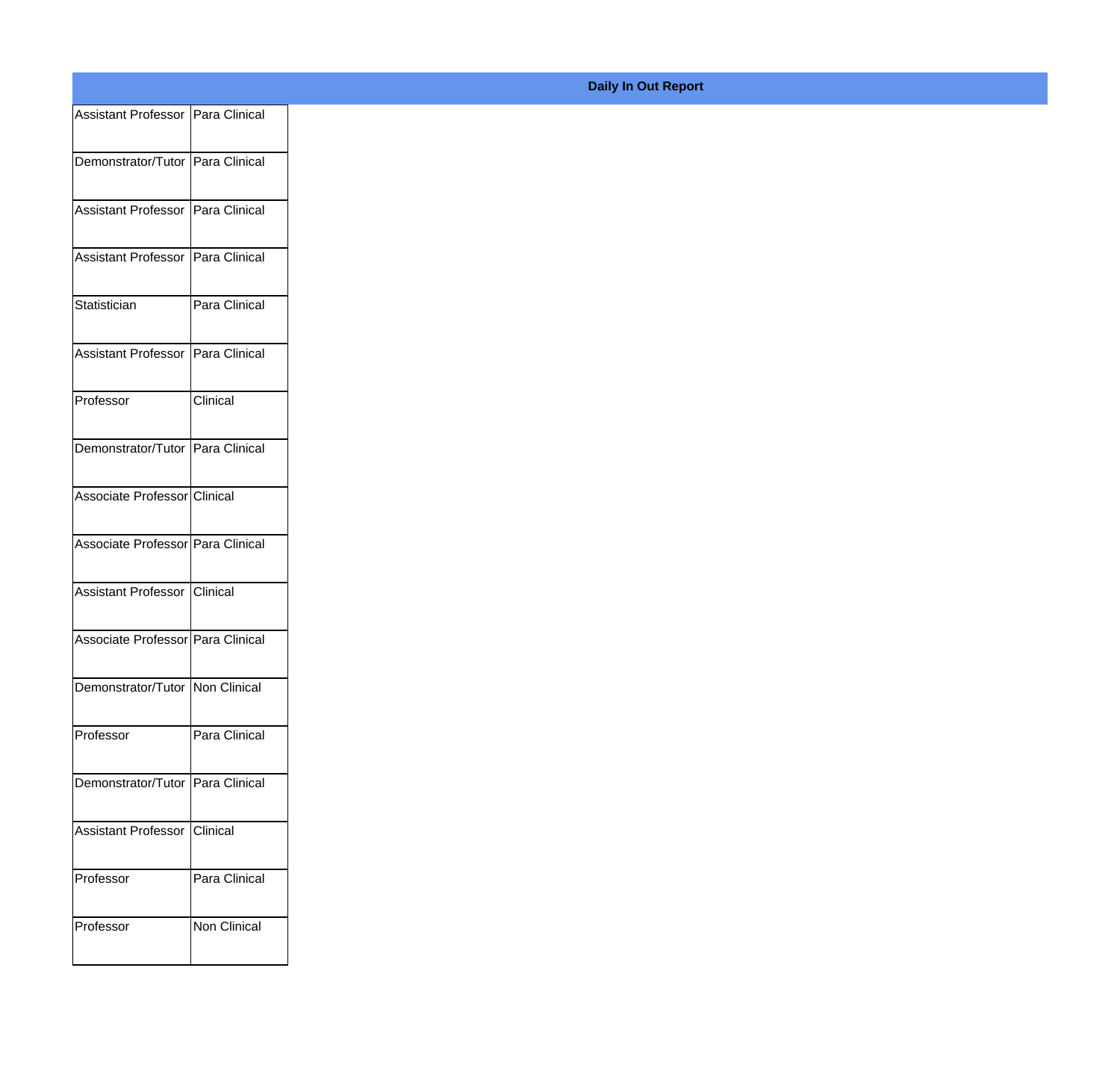**Daily In Out Report**

| | |
|---|---|
| Assistant Professor | Para Clinical |
| Demonstrator/Tutor | Para Clinical |
| Assistant Professor | Para Clinical |
| Assistant Professor | Para Clinical |
| Statistician | Para Clinical |
| Assistant Professor | Para Clinical |
| Professor | Clinical |
| Demonstrator/Tutor | Para Clinical |
| Associate Professor | Clinical |
| Associate Professor | Para Clinical |
| Assistant Professor | Clinical |
| Associate Professor | Para Clinical |
| Demonstrator/Tutor | Non Clinical |
| Professor | Para Clinical |
| Demonstrator/Tutor | Para Clinical |
| Assistant Professor | Clinical |
| Professor | Para Clinical |
| Professor | Non Clinical |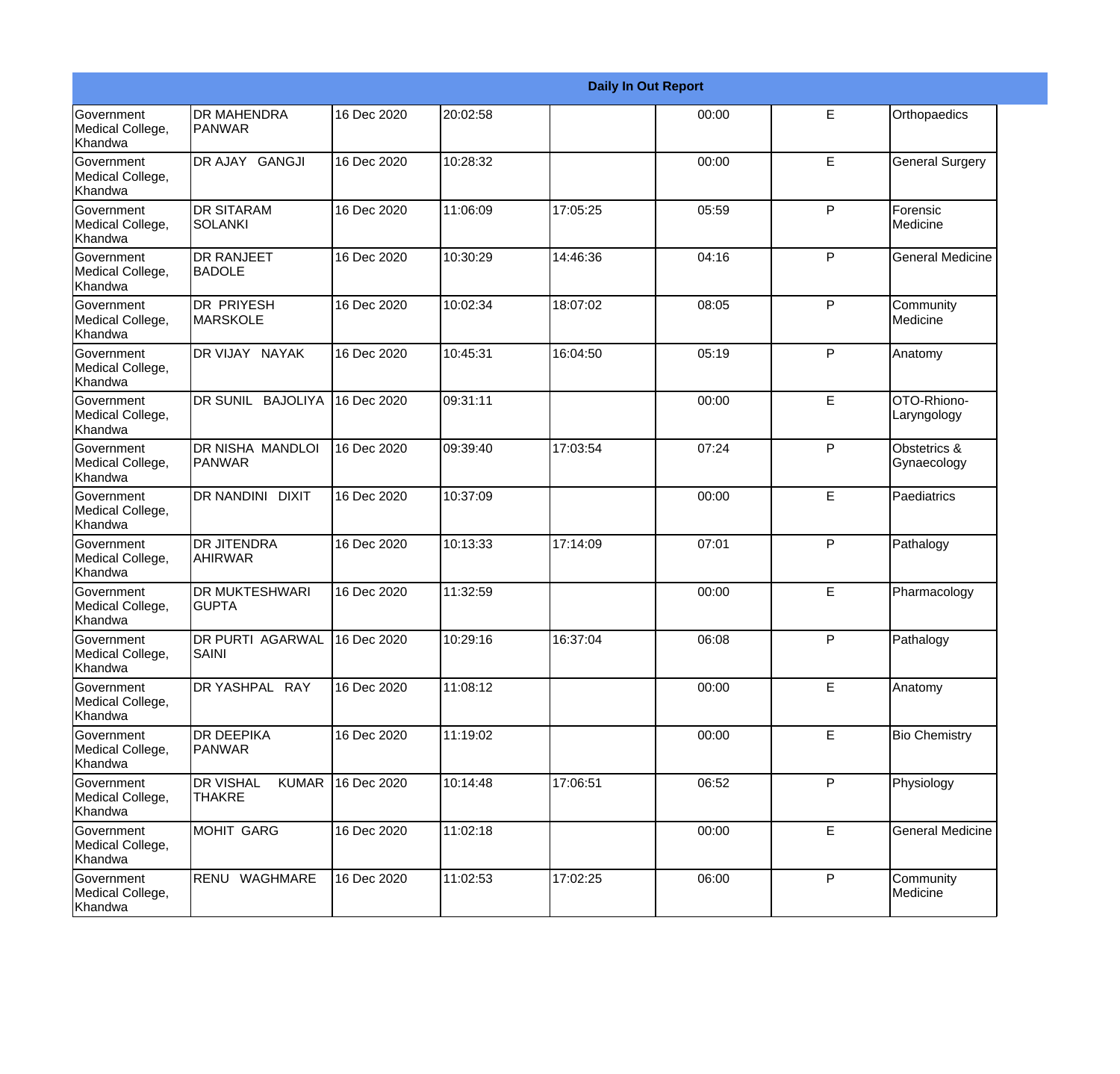| Daily In Out Report | | | | | | | |
|---|---|---|---|---|---|---|---|
| Government Medical College, Khandwa | DR MAHENDRA PANWAR | 16 Dec 2020 | 20:02:58 | | 00:00 | E | Orthopaedics |
| Government Medical College, Khandwa | DR AJAY GANGJI | 16 Dec 2020 | 10:28:32 | | 00:00 | E | General Surgery |
| Government Medical College, Khandwa | DR SITARAM SOLANKI | 16 Dec 2020 | 11:06:09 | 17:05:25 | 05:59 | P | Forensic Medicine |
| Government Medical College, Khandwa | DR RANJEET BADOLE | 16 Dec 2020 | 10:30:29 | 14:46:36 | 04:16 | P | General Medicine |
| Government Medical College, Khandwa | DR PRIYESH MARSKOLE | 16 Dec 2020 | 10:02:34 | 18:07:02 | 08:05 | P | Community Medicine |
| Government Medical College, Khandwa | DR VIJAY NAYAK | 16 Dec 2020 | 10:45:31 | 16:04:50 | 05:19 | P | Anatomy |
| Government Medical College, Khandwa | DR SUNIL BAJOLIYA | 16 Dec 2020 | 09:31:11 | | 00:00 | E | OTO-Rhiono-Laryngology |
| Government Medical College, Khandwa | DR NISHA MANDLOI PANWAR | 16 Dec 2020 | 09:39:40 | 17:03:54 | 07:24 | P | Obstetrics & Gynaecology |
| Government Medical College, Khandwa | DR NANDINI DIXIT | 16 Dec 2020 | 10:37:09 | | 00:00 | E | Paediatrics |
| Government Medical College, Khandwa | DR JITENDRA AHIRWAR | 16 Dec 2020 | 10:13:33 | 17:14:09 | 07:01 | P | Pathalogy |
| Government Medical College, Khandwa | DR MUKTESHWARI GUPTA | 16 Dec 2020 | 11:32:59 | | 00:00 | E | Pharmacology |
| Government Medical College, Khandwa | DR PURTI AGARWAL SAINI | 16 Dec 2020 | 10:29:16 | 16:37:04 | 06:08 | P | Pathalogy |
| Government Medical College, Khandwa | DR YASHPAL RAY | 16 Dec 2020 | 11:08:12 | | 00:00 | E | Anatomy |
| Government Medical College, Khandwa | DR DEEPIKA PANWAR | 16 Dec 2020 | 11:19:02 | | 00:00 | E | Bio Chemistry |
| Government Medical College, Khandwa | DR VISHAL KUMAR THAKRE | 16 Dec 2020 | 10:14:48 | 17:06:51 | 06:52 | P | Physiology |
| Government Medical College, Khandwa | MOHIT GARG | 16 Dec 2020 | 11:02:18 | | 00:00 | E | General Medicine |
| Government Medical College, Khandwa | RENU WAGHMARE | 16 Dec 2020 | 11:02:53 | 17:02:25 | 06:00 | P | Community Medicine |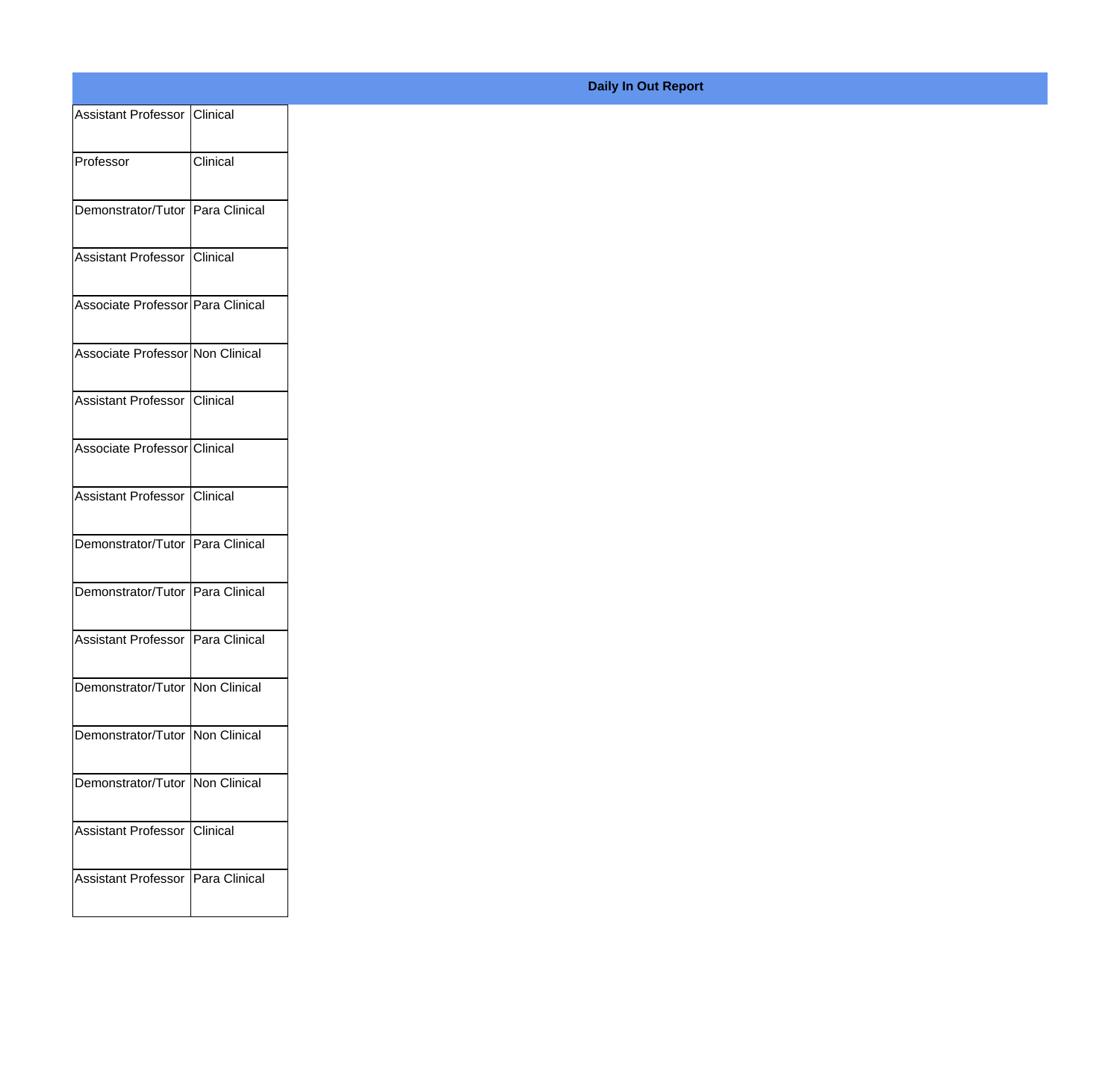**Daily In Out Report**

| | |
|---|---|
| Assistant Professor | Clinical |
| Professor | Clinical |
| Demonstrator/Tutor | Para Clinical |
| Assistant Professor | Clinical |
| Associate Professor | Para Clinical |
| Associate Professor | Non Clinical |
| Assistant Professor | Clinical |
| Associate Professor | Clinical |
| Assistant Professor | Clinical |
| Demonstrator/Tutor | Para Clinical |
| Demonstrator/Tutor | Para Clinical |
| Assistant Professor | Para Clinical |
| Demonstrator/Tutor | Non Clinical |
| Demonstrator/Tutor | Non Clinical |
| Demonstrator/Tutor | Non Clinical |
| Assistant Professor | Clinical |
| Assistant Professor | Para Clinical |